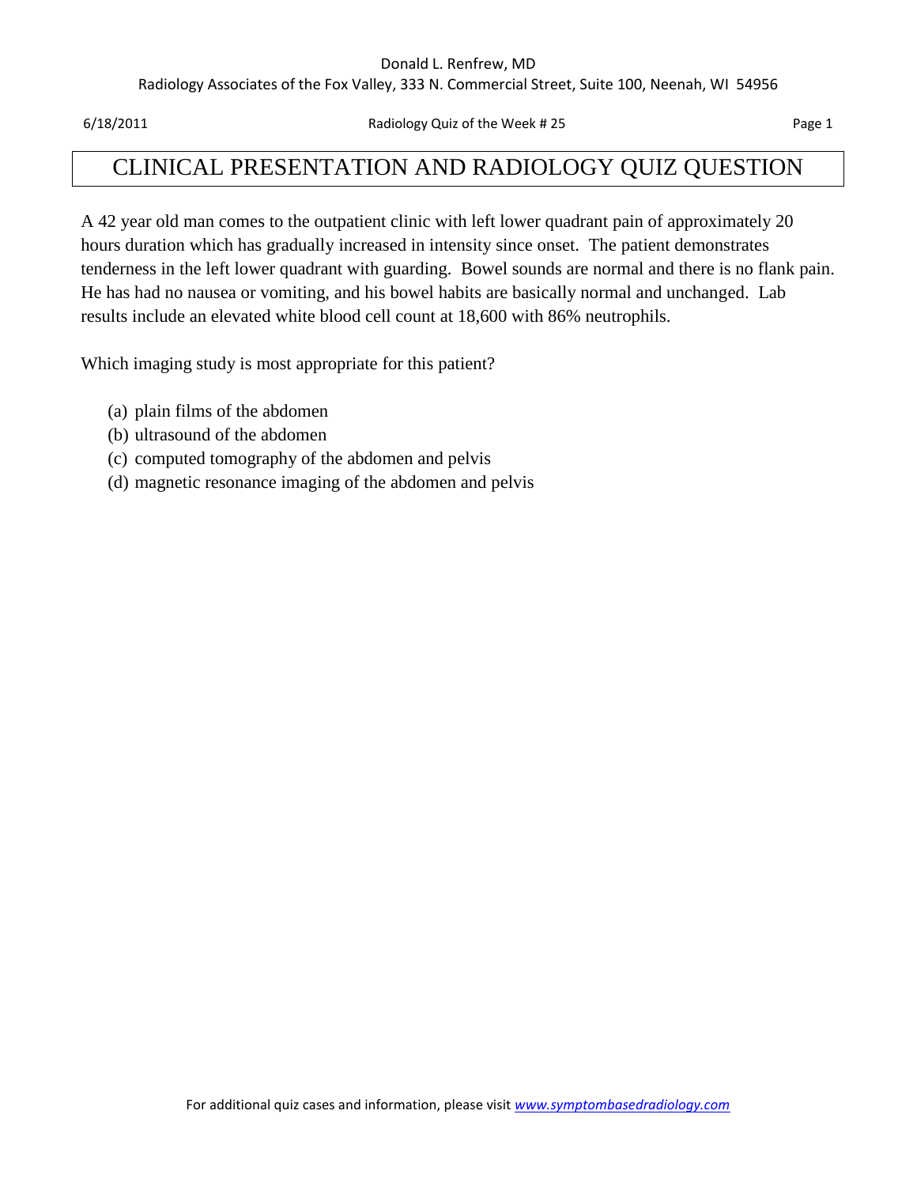# CLINICAL PRESENTATION AND RADIOLOGY QUIZ QUESTION

A 42 year old man comes to the outpatient clinic with left lower quadrant pain of approximately 20 hours duration which has gradually increased in intensity since onset. The patient demonstrates tenderness in the left lower quadrant with guarding. Bowel sounds are normal and there is no flank pain. He has had no nausea or vomiting, and his bowel habits are basically normal and unchanged. Lab results include an elevated white blood cell count at 18,600 with 86% neutrophils.

Which imaging study is most appropriate for this patient?

(a) plain films of the abdomen
(b) ultrasound of the abdomen
(c) computed tomography of the abdomen and pelvis
(d) magnetic resonance imaging of the abdomen and pelvis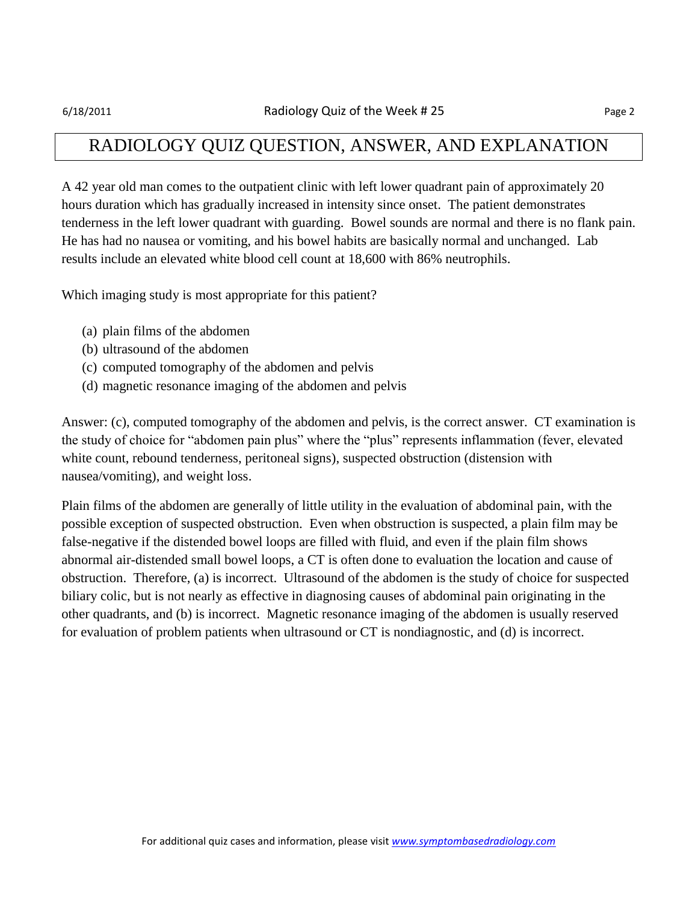# RADIOLOGY QUIZ QUESTION, ANSWER, AND EXPLANATION

A 42 year old man comes to the outpatient clinic with left lower quadrant pain of approximately 20 hours duration which has gradually increased in intensity since onset. The patient demonstrates tenderness in the left lower quadrant with guarding. Bowel sounds are normal and there is no flank pain. He has had no nausea or vomiting, and his bowel habits are basically normal and unchanged. Lab results include an elevated white blood cell count at 18,600 with 86% neutrophils.

Which imaging study is most appropriate for this patient?

(a) plain films of the abdomen
(b) ultrasound of the abdomen
(c) computed tomography of the abdomen and pelvis
(d) magnetic resonance imaging of the abdomen and pelvis

Answer: (c), computed tomography of the abdomen and pelvis, is the correct answer. CT examination is the study of choice for "abdomen pain plus" where the "plus" represents inflammation (fever, elevated white count, rebound tenderness, peritoneal signs), suspected obstruction (distension with nausea/vomiting), and weight loss.

Plain films of the abdomen are generally of little utility in the evaluation of abdominal pain, with the possible exception of suspected obstruction. Even when obstruction is suspected, a plain film may be false-negative if the distended bowel loops are filled with fluid, and even if the plain film shows abnormal air-distended small bowel loops, a CT is often done to evaluation the location and cause of obstruction. Therefore, (a) is incorrect. Ultrasound of the abdomen is the study of choice for suspected biliary colic, but is not nearly as effective in diagnosing causes of abdominal pain originating in the other quadrants, and (b) is incorrect. Magnetic resonance imaging of the abdomen is usually reserved for evaluation of problem patients when ultrasound or CT is nondiagnostic, and (d) is incorrect.

For additional quiz cases and information, please visit www.symptombasedradiology.com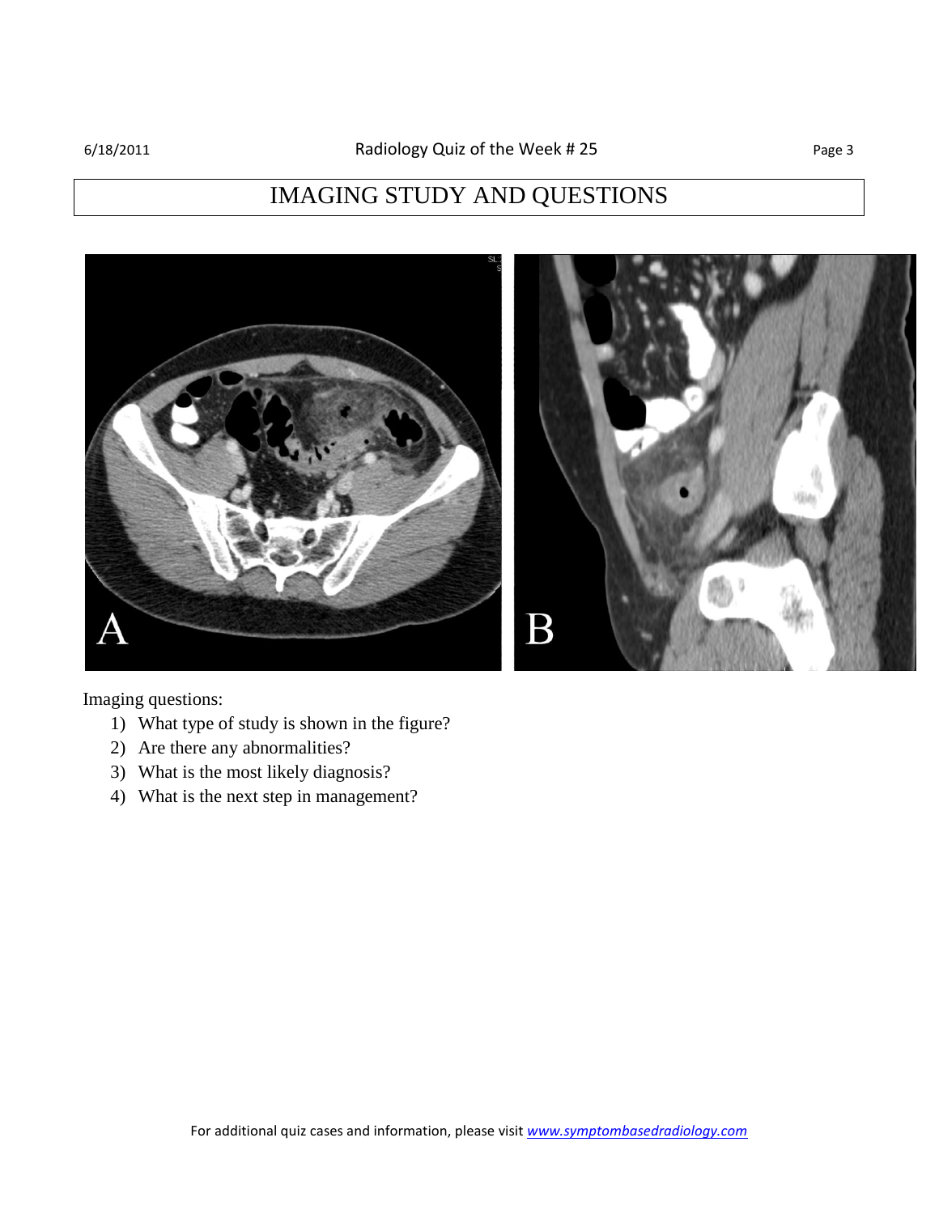# IMAGING STUDY AND QUESTIONS

Imaging questions:

1) What type of study is shown in the figure?
2) Are there any abnormalities?
3) What is the most likely diagnosis?
4) What is the next step in management?

For additional quiz cases and information, please visit www.symptombasedradiology.com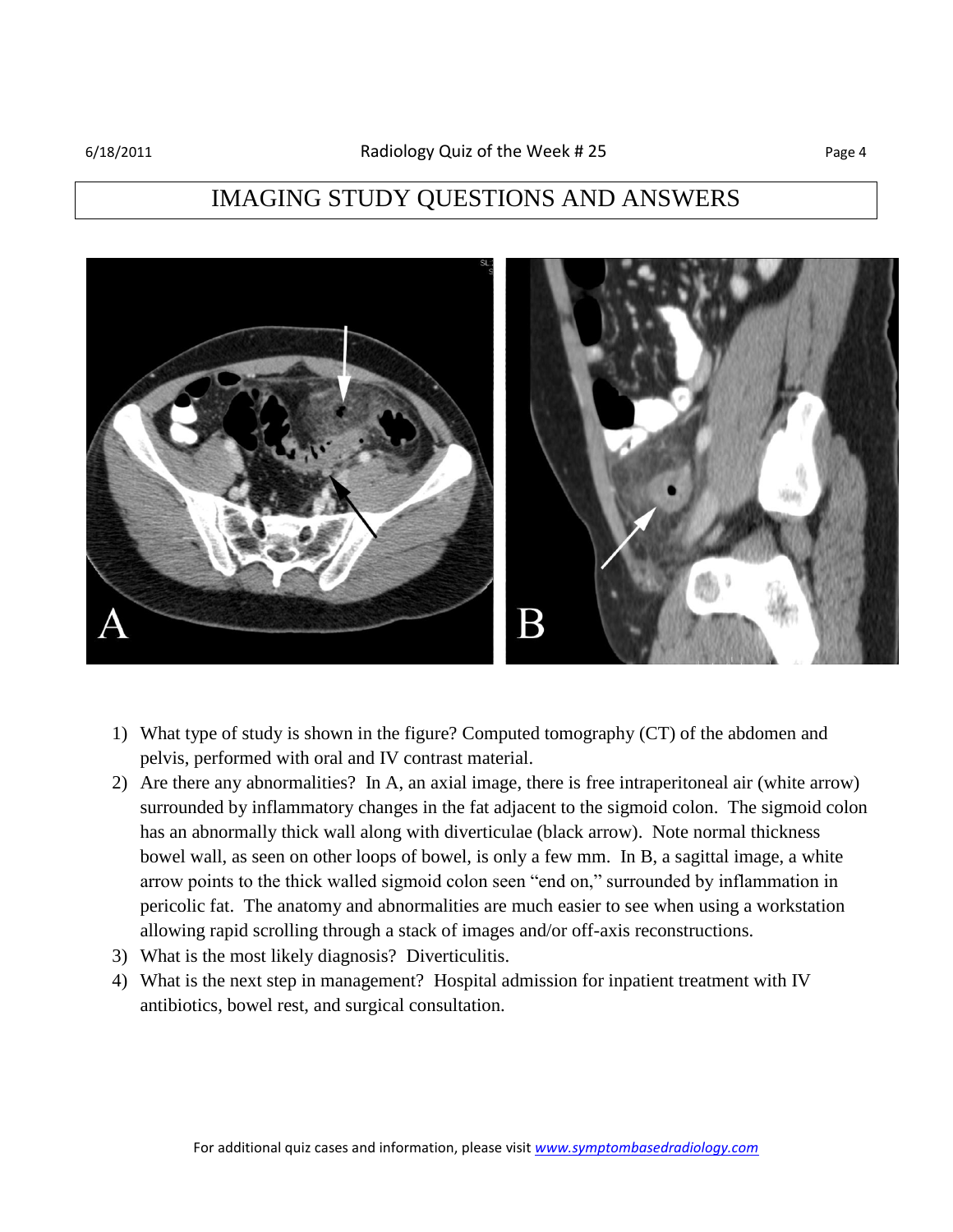# IMAGING STUDY QUESTIONS AND ANSWERS

1) What type of study is shown in the figure? Computed tomography (CT) of the abdomen and pelvis, performed with oral and IV contrast material.
2) Are there any abnormalities? In A, an axial image, there is free intraperitoneal air (white arrow) surrounded by inflammatory changes in the fat adjacent to the sigmoid colon. The sigmoid colon has an abnormally thick wall along with diverticulae (black arrow). Note normal thickness bowel wall, as seen on other loops of bowel, is only a few mm. In B, a sagittal image, a white arrow points to the thick walled sigmoid colon seen "end on," surrounded by inflammation in pericolic fat. The anatomy and abnormalities are much easier to see when using a workstation allowing rapid scrolling through a stack of images and/or off-axis reconstructions.
3) What is the most likely diagnosis? Diverticulitis.
4) What is the next step in management? Hospital admission for inpatient treatment with IV antibiotics, bowel rest, and surgical consultation.

For additional quiz cases and information, please visit *www.symptombasedradiology.com*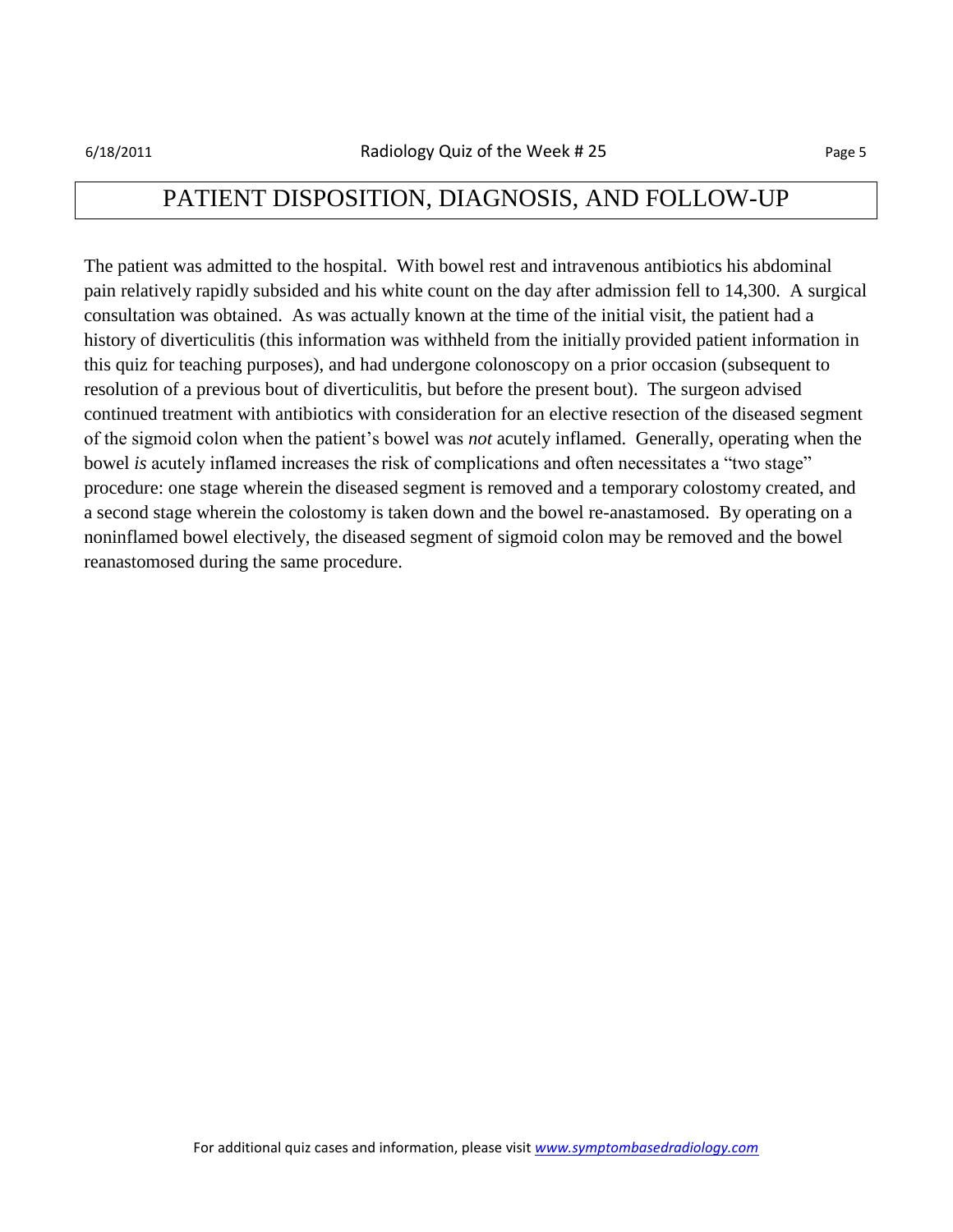# PATIENT DISPOSITION, DIAGNOSIS, AND FOLLOW-UP

The patient was admitted to the hospital. With bowel rest and intravenous antibiotics his abdominal pain relatively rapidly subsided and his white count on the day after admission fell to 14,300. A surgical consultation was obtained. As was actually known at the time of the initial visit, the patient had a history of diverticulitis (this information was withheld from the initially provided patient information in this quiz for teaching purposes), and had undergone colonoscopy on a prior occasion (subsequent to resolution of a previous bout of diverticulitis, but before the present bout). The surgeon advised continued treatment with antibiotics with consideration for an elective resection of the diseased segment of the sigmoid colon when the patient's bowel was *not* acutely inflamed. Generally, operating when the bowel *is* acutely inflamed increases the risk of complications and often necessitates a "two stage" procedure: one stage wherein the diseased segment is removed and a temporary colostomy created, and a second stage wherein the colostomy is taken down and the bowel re-anastamosed. By operating on a noninflamed bowel electively, the diseased segment of sigmoid colon may be removed and the bowel reanastomosed during the same procedure.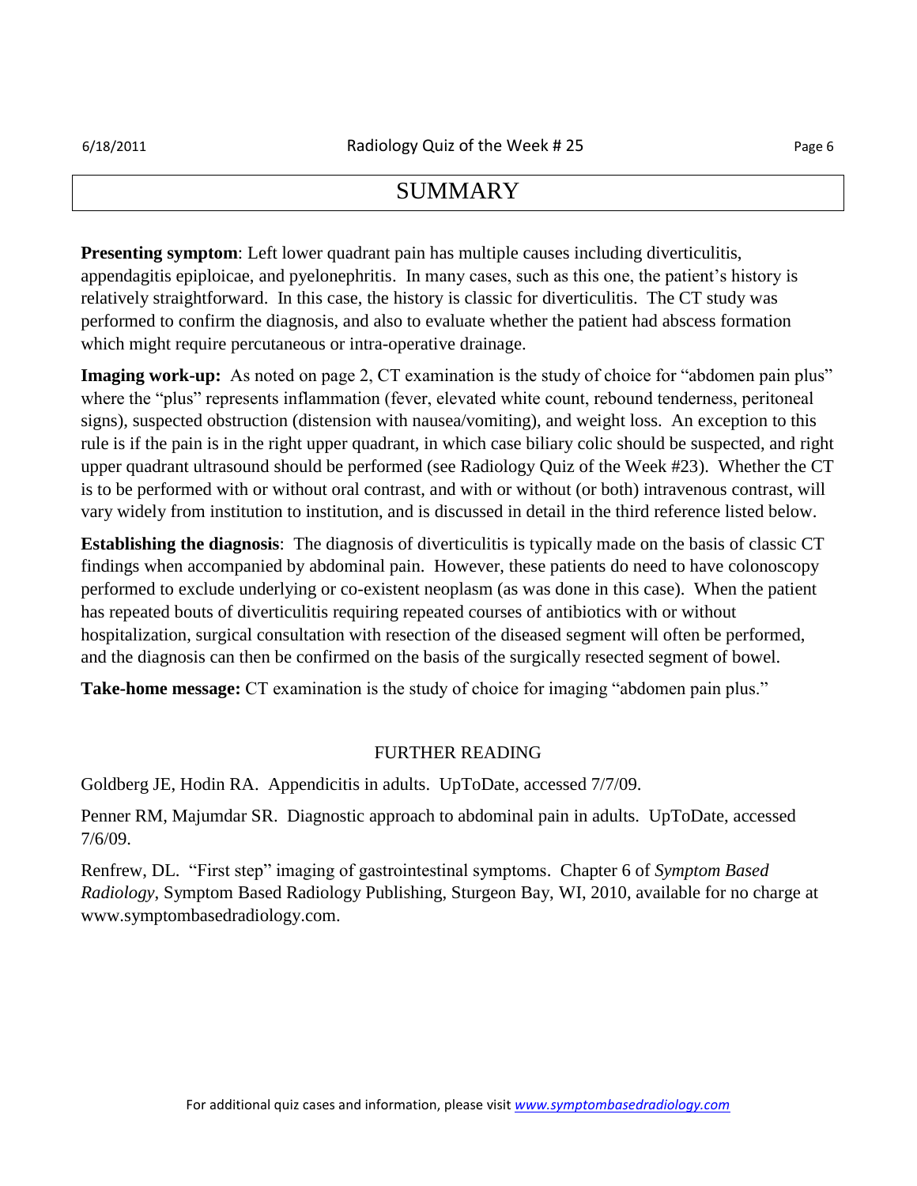# SUMMARY

**Presenting symptom**: Left lower quadrant pain has multiple causes including diverticulitis, appendagitis epiploicae, and pyelonephritis. In many cases, such as this one, the patient's history is relatively straightforward. In this case, the history is classic for diverticulitis. The CT study was performed to confirm the diagnosis, and also to evaluate whether the patient had abscess formation which might require percutaneous or intra-operative drainage.

**Imaging work-up:** As noted on page 2, CT examination is the study of choice for "abdomen pain plus" where the "plus" represents inflammation (fever, elevated white count, rebound tenderness, peritoneal signs), suspected obstruction (distension with nausea/vomiting), and weight loss. An exception to this rule is if the pain is in the right upper quadrant, in which case biliary colic should be suspected, and right upper quadrant ultrasound should be performed (see Radiology Quiz of the Week #23). Whether the CT is to be performed with or without oral contrast, and with or without (or both) intravenous contrast, will vary widely from institution to institution, and is discussed in detail in the third reference listed below.

**Establishing the diagnosis**: The diagnosis of diverticulitis is typically made on the basis of classic CT findings when accompanied by abdominal pain. However, these patients do need to have colonoscopy performed to exclude underlying or co-existent neoplasm (as was done in this case). When the patient has repeated bouts of diverticulitis requiring repeated courses of antibiotics with or without hospitalization, surgical consultation with resection of the diseased segment will often be performed, and the diagnosis can then be confirmed on the basis of the surgically resected segment of bowel.

**Take-home message:** CT examination is the study of choice for imaging "abdomen pain plus."

## FURTHER READING

Goldberg JE, Hodin RA. Appendicitis in adults. UpToDate, accessed 7/7/09.

Penner RM, Majumdar SR. Diagnostic approach to abdominal pain in adults. UpToDate, accessed 7/6/09.

Renfrew, DL. "First step" imaging of gastrointestinal symptoms. Chapter 6 of *Symptom Based Radiology*, Symptom Based Radiology Publishing, Sturgeon Bay, WI, 2010, available for no charge at www.symptombasedradiology.com.